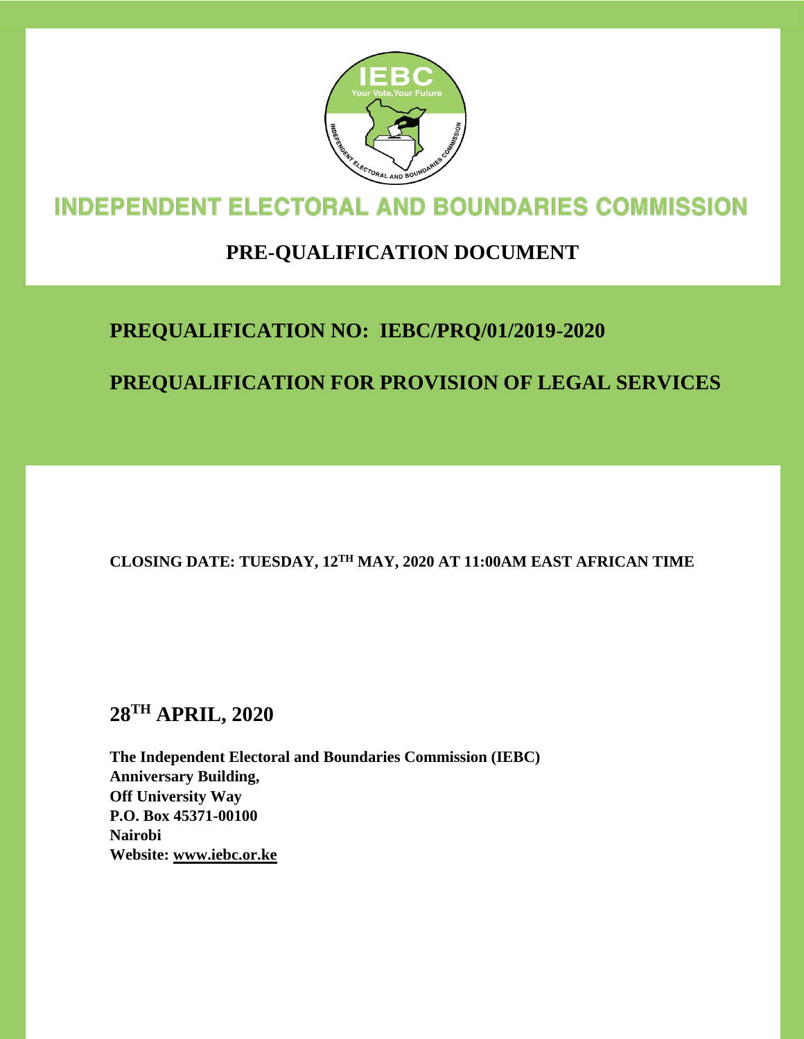# INDEPENDENT ELECTORAL AND BOUNDARIES COMMISSION

## PRE-QUALIFICATION DOCUMENT

## PREQUALIFICATION NO: IEBC/PRQ/01/2019-2020

## PREQUALIFICATION FOR PROVISION OF LEGAL SERVICES

**CLOSING DATE: TUESDAY, 12TH MAY, 2020 AT 11:00AM EAST AFRICAN TIME**

## 28TH APRIL, 2020

**The Independent Electoral and Boundaries Commission (IEBC)**
**Anniversary Building,**
**Off University Way**
**P.O. Box 45371-00100**
**Nairobi**
**Website: www.iebc.or.ke**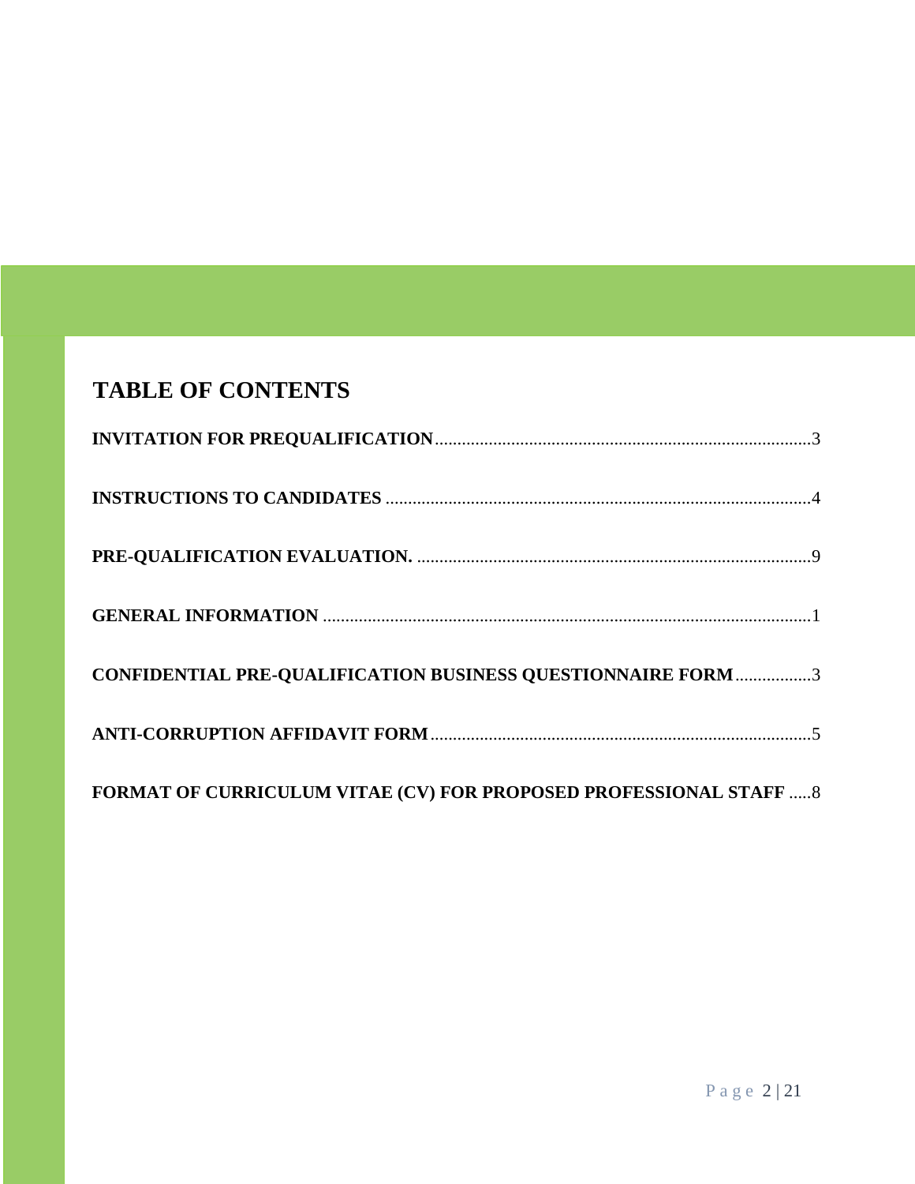# TABLE OF CONTENTS

**INVITATION FOR PREQUALIFICATION**....................................................................................3

**INSTRUCTIONS TO CANDIDATES** ...............................................................................................4

**PRE-QUALIFICATION EVALUATION.** ........................................................................................9

**GENERAL INFORMATION** .............................................................................................................1

**CONFIDENTIAL PRE-QUALIFICATION BUSINESS QUESTIONNAIRE FORM**.................3

**ANTI-CORRUPTION AFFIDAVIT FORM**.....................................................................................5

**FORMAT OF CURRICULUM VITAE (CV) FOR PROPOSED PROFESSIONAL STAFF** .....8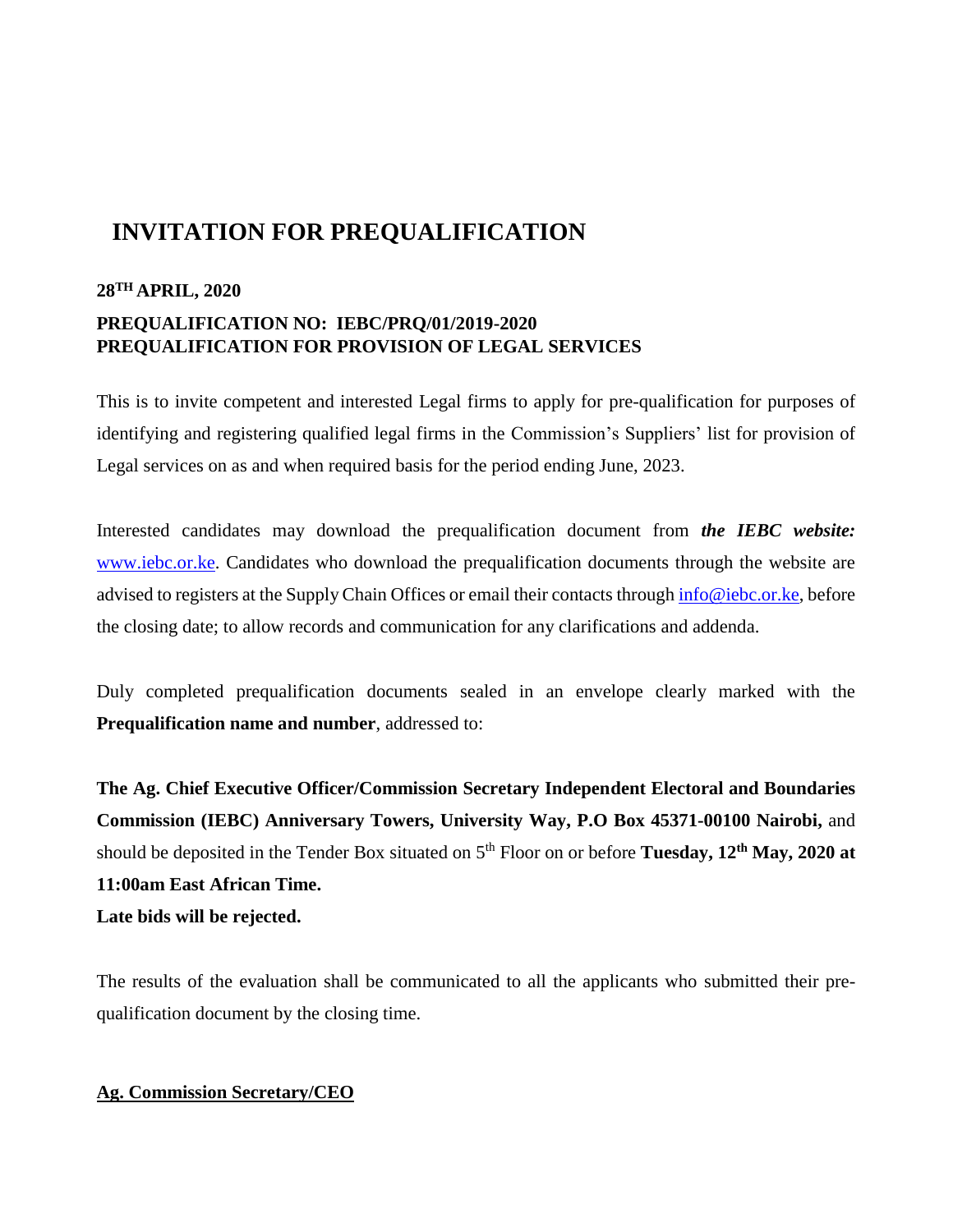# INVITATION FOR PREQUALIFICATION

**28TH APRIL, 2020**

**PREQUALIFICATION NO: IEBC/PRQ/01/2019-2020**
**PREQUALIFICATION FOR PROVISION OF LEGAL SERVICES**

This is to invite competent and interested Legal firms to apply for pre-qualification for purposes of identifying and registering qualified legal firms in the Commission's Suppliers' list for provision of Legal services on as and when required basis for the period ending June, 2023.

Interested candidates may download the prequalification document from ***the IEBC website:*** www.iebc.or.ke. Candidates who download the prequalification documents through the website are advised to registers at the Supply Chain Offices or email their contacts through info@iebc.or.ke, before the closing date; to allow records and communication for any clarifications and addenda.

Duly completed prequalification documents sealed in an envelope clearly marked with the **Prequalification name and number**, addressed to:

**The Ag. Chief Executive Officer/Commission Secretary Independent Electoral and Boundaries Commission (IEBC) Anniversary Towers, University Way, P.O Box 45371-00100 Nairobi,** and should be deposited in the Tender Box situated on 5th Floor on or before **Tuesday, 12th May, 2020 at 11:00am East African Time.**
**Late bids will be rejected.**

The results of the evaluation shall be communicated to all the applicants who submitted their pre-qualification document by the closing time.

**Ag. Commission Secretary/CEO**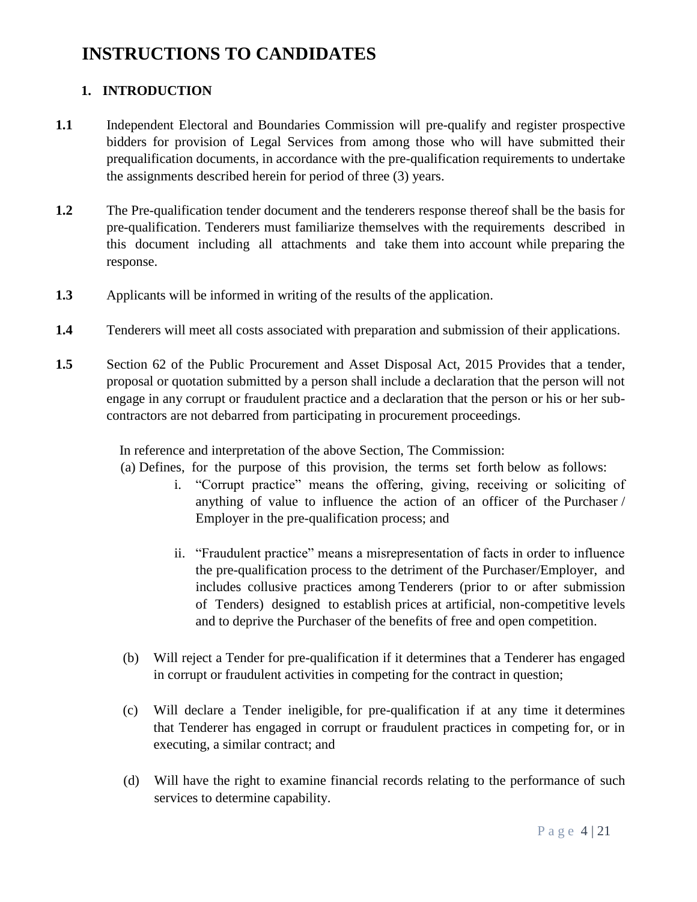# INSTRUCTIONS TO CANDIDATES

## 1. INTRODUCTION

**1.1** Independent Electoral and Boundaries Commission will pre-qualify and register prospective bidders for provision of Legal Services from among those who will have submitted their prequalification documents, in accordance with the pre-qualification requirements to undertake the assignments described herein for period of three (3) years.

**1.2** The Pre-qualification tender document and the tenderers response thereof shall be the basis for pre-qualification. Tenderers must familiarize themselves with the requirements described in this document including all attachments and take them into account while preparing the response.

**1.3** Applicants will be informed in writing of the results of the application.

**1.4** Tenderers will meet all costs associated with preparation and submission of their applications.

**1.5** Section 62 of the Public Procurement and Asset Disposal Act, 2015 Provides that a tender, proposal or quotation submitted by a person shall include a declaration that the person will not engage in any corrupt or fraudulent practice and a declaration that the person or his or her sub-contractors are not debarred from participating in procurement proceedings.

In reference and interpretation of the above Section, The Commission:

(a) Defines, for the purpose of this provision, the terms set forth below as follows:

i. "Corrupt practice" means the offering, giving, receiving or soliciting of anything of value to influence the action of an officer of the Purchaser / Employer in the pre-qualification process; and

ii. "Fraudulent practice" means a misrepresentation of facts in order to influence the pre-qualification process to the detriment of the Purchaser/Employer, and includes collusive practices among Tenderers (prior to or after submission of Tenders) designed to establish prices at artificial, non-competitive levels and to deprive the Purchaser of the benefits of free and open competition.

(b) Will reject a Tender for pre-qualification if it determines that a Tenderer has engaged in corrupt or fraudulent activities in competing for the contract in question;

(c) Will declare a Tender ineligible, for pre-qualification if at any time it determines that Tenderer has engaged in corrupt or fraudulent practices in competing for, or in executing, a similar contract; and

(d) Will have the right to examine financial records relating to the performance of such services to determine capability.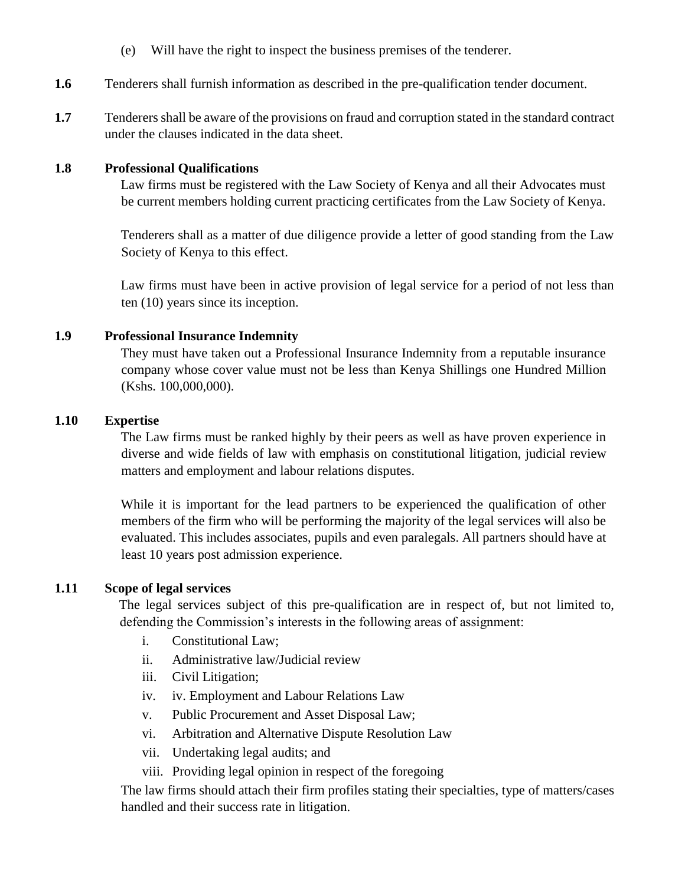(e) Will have the right to inspect the business premises of the tenderer.

**1.6** Tenderers shall furnish information as described in the pre-qualification tender document.

**1.7** Tenderers shall be aware of the provisions on fraud and corruption stated in the standard contract under the clauses indicated in the data sheet.

**1.8 Professional Qualifications**

Law firms must be registered with the Law Society of Kenya and all their Advocates must be current members holding current practicing certificates from the Law Society of Kenya.

Tenderers shall as a matter of due diligence provide a letter of good standing from the Law Society of Kenya to this effect.

Law firms must have been in active provision of legal service for a period of not less than ten (10) years since its inception.

**1.9 Professional Insurance Indemnity**

They must have taken out a Professional Insurance Indemnity from a reputable insurance company whose cover value must not be less than Kenya Shillings one Hundred Million (Kshs. 100,000,000).

**1.10 Expertise**

The Law firms must be ranked highly by their peers as well as have proven experience in diverse and wide fields of law with emphasis on constitutional litigation, judicial review matters and employment and labour relations disputes.

While it is important for the lead partners to be experienced the qualification of other members of the firm who will be performing the majority of the legal services will also be evaluated. This includes associates, pupils and even paralegals. All partners should have at least 10 years post admission experience.

**1.11 Scope of legal services**

The legal services subject of this pre-qualification are in respect of, but not limited to, defending the Commission's interests in the following areas of assignment:

i. Constitutional Law;
ii. Administrative law/Judicial review
iii. Civil Litigation;
iv. iv. Employment and Labour Relations Law
v. Public Procurement and Asset Disposal Law;
vi. Arbitration and Alternative Dispute Resolution Law
vii. Undertaking legal audits; and
viii. Providing legal opinion in respect of the foregoing

The law firms should attach their firm profiles stating their specialties, type of matters/cases handled and their success rate in litigation.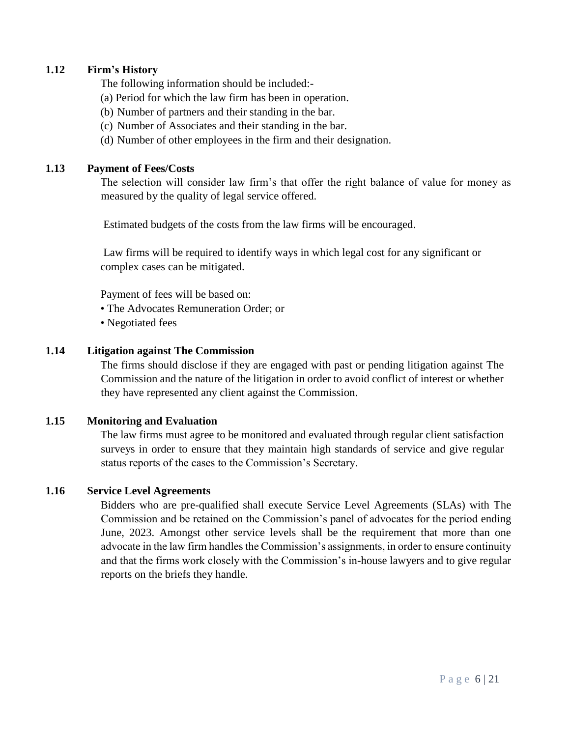### 1.12 Firm's History

The following information should be included:-

(a) Period for which the law firm has been in operation.

(b) Number of partners and their standing in the bar.

(c) Number of Associates and their standing in the bar.

(d) Number of other employees in the firm and their designation.

### 1.13 Payment of Fees/Costs

The selection will consider law firm's that offer the right balance of value for money as measured by the quality of legal service offered.

Estimated budgets of the costs from the law firms will be encouraged.

Law firms will be required to identify ways in which legal cost for any significant or complex cases can be mitigated.

Payment of fees will be based on:

- The Advocates Remuneration Order; or
- Negotiated fees

### 1.14 Litigation against The Commission

The firms should disclose if they are engaged with past or pending litigation against The Commission and the nature of the litigation in order to avoid conflict of interest or whether they have represented any client against the Commission.

### 1.15 Monitoring and Evaluation

The law firms must agree to be monitored and evaluated through regular client satisfaction surveys in order to ensure that they maintain high standards of service and give regular status reports of the cases to the Commission's Secretary.

### 1.16 Service Level Agreements

Bidders who are pre-qualified shall execute Service Level Agreements (SLAs) with The Commission and be retained on the Commission's panel of advocates for the period ending June, 2023. Amongst other service levels shall be the requirement that more than one advocate in the law firm handles the Commission's assignments, in order to ensure continuity and that the firms work closely with the Commission's in-house lawyers and to give regular reports on the briefs they handle.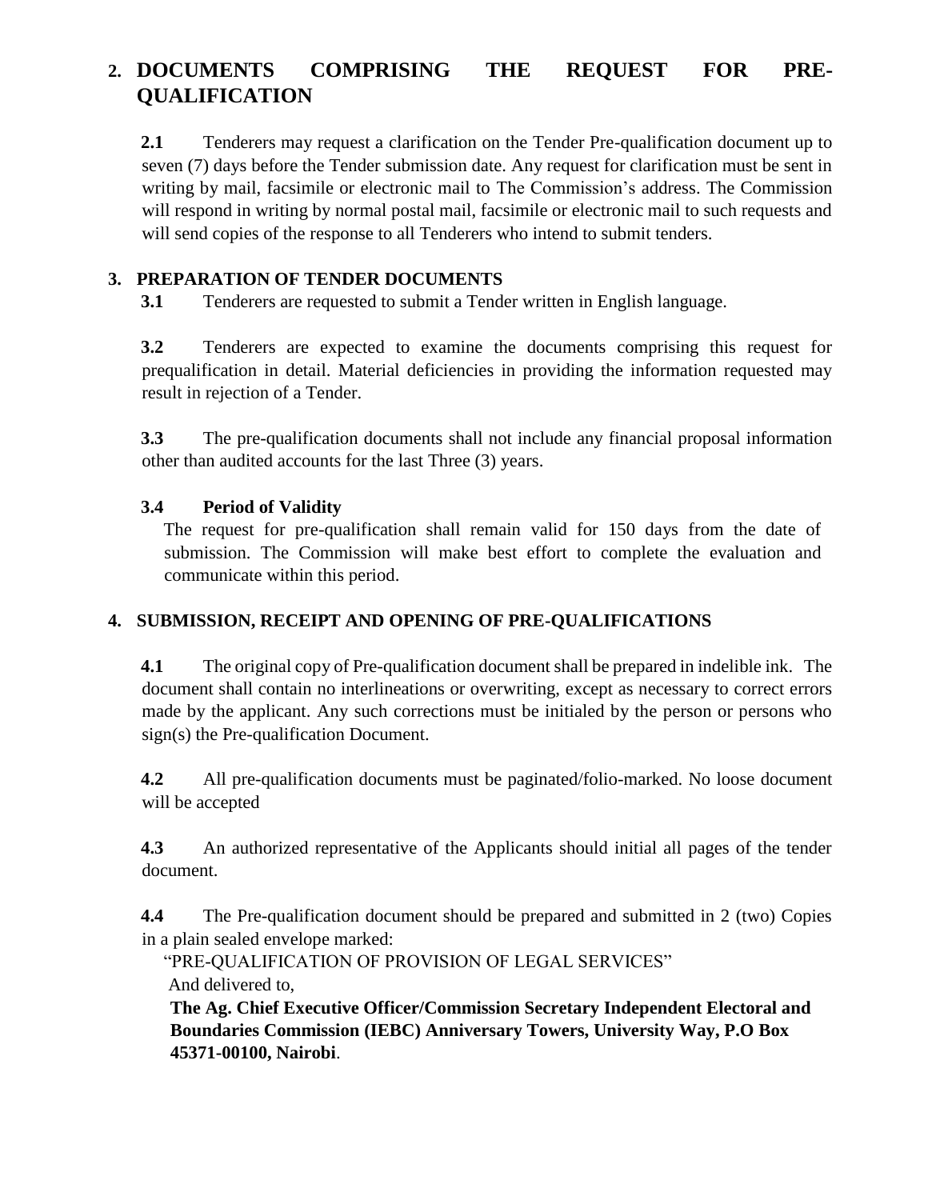## 2. DOCUMENTS COMPRISING THE REQUEST FOR PRE-QUALIFICATION

**2.1** Tenderers may request a clarification on the Tender Pre-qualification document up to seven (7) days before the Tender submission date. Any request for clarification must be sent in writing by mail, facsimile or electronic mail to The Commission's address. The Commission will respond in writing by normal postal mail, facsimile or electronic mail to such requests and will send copies of the response to all Tenderers who intend to submit tenders.

## 3. PREPARATION OF TENDER DOCUMENTS

**3.1** Tenderers are requested to submit a Tender written in English language.

**3.2** Tenderers are expected to examine the documents comprising this request for prequalification in detail. Material deficiencies in providing the information requested may result in rejection of a Tender.

**3.3** The pre-qualification documents shall not include any financial proposal information other than audited accounts for the last Three (3) years.

**3.4 Period of Validity**

The request for pre-qualification shall remain valid for 150 days from the date of submission. The Commission will make best effort to complete the evaluation and communicate within this period.

## 4. SUBMISSION, RECEIPT AND OPENING OF PRE-QUALIFICATIONS

**4.1** The original copy of Pre-qualification document shall be prepared in indelible ink. The document shall contain no interlineations or overwriting, except as necessary to correct errors made by the applicant. Any such corrections must be initialed by the person or persons who sign(s) the Pre-qualification Document.

**4.2** All pre-qualification documents must be paginated/folio-marked. No loose document will be accepted

**4.3** An authorized representative of the Applicants should initial all pages of the tender document.

**4.4** The Pre-qualification document should be prepared and submitted in 2 (two) Copies in a plain sealed envelope marked:

"PRE-QUALIFICATION OF PROVISION OF LEGAL SERVICES"

And delivered to,

**The Ag. Chief Executive Officer/Commission Secretary Independent Electoral and Boundaries Commission (IEBC) Anniversary Towers, University Way, P.O Box 45371-00100, Nairobi**.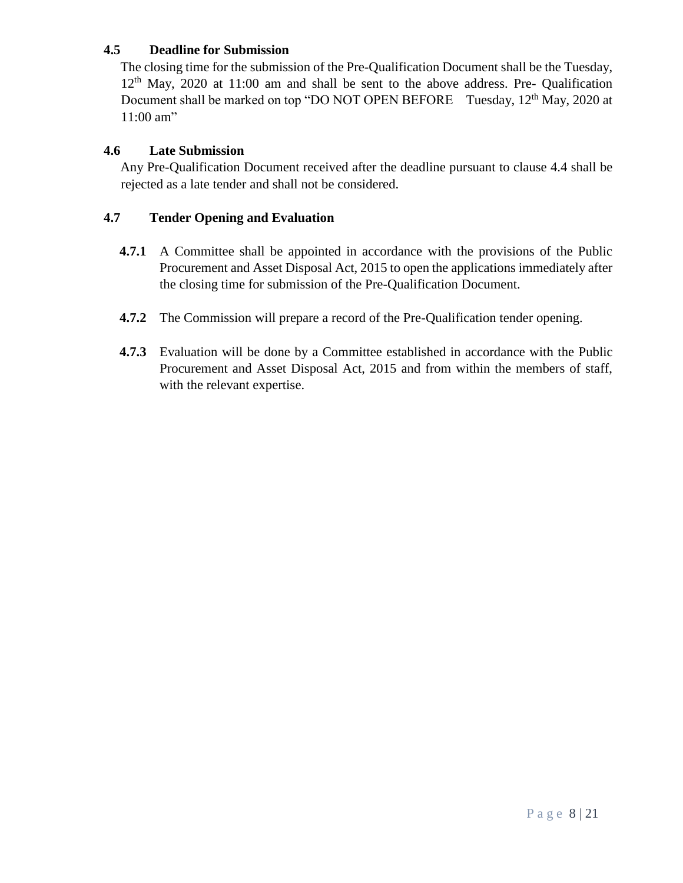### 4.5 Deadline for Submission

The closing time for the submission of the Pre-Qualification Document shall be the Tuesday, 12th May, 2020 at 11:00 am and shall be sent to the above address. Pre- Qualification Document shall be marked on top "DO NOT OPEN BEFORE Tuesday, 12th May, 2020 at 11:00 am"

### 4.6 Late Submission

Any Pre-Qualification Document received after the deadline pursuant to clause 4.4 shall be rejected as a late tender and shall not be considered.

### 4.7 Tender Opening and Evaluation

**4.7.1** A Committee shall be appointed in accordance with the provisions of the Public Procurement and Asset Disposal Act, 2015 to open the applications immediately after the closing time for submission of the Pre-Qualification Document.

**4.7.2** The Commission will prepare a record of the Pre-Qualification tender opening.

**4.7.3** Evaluation will be done by a Committee established in accordance with the Public Procurement and Asset Disposal Act, 2015 and from within the members of staff, with the relevant expertise.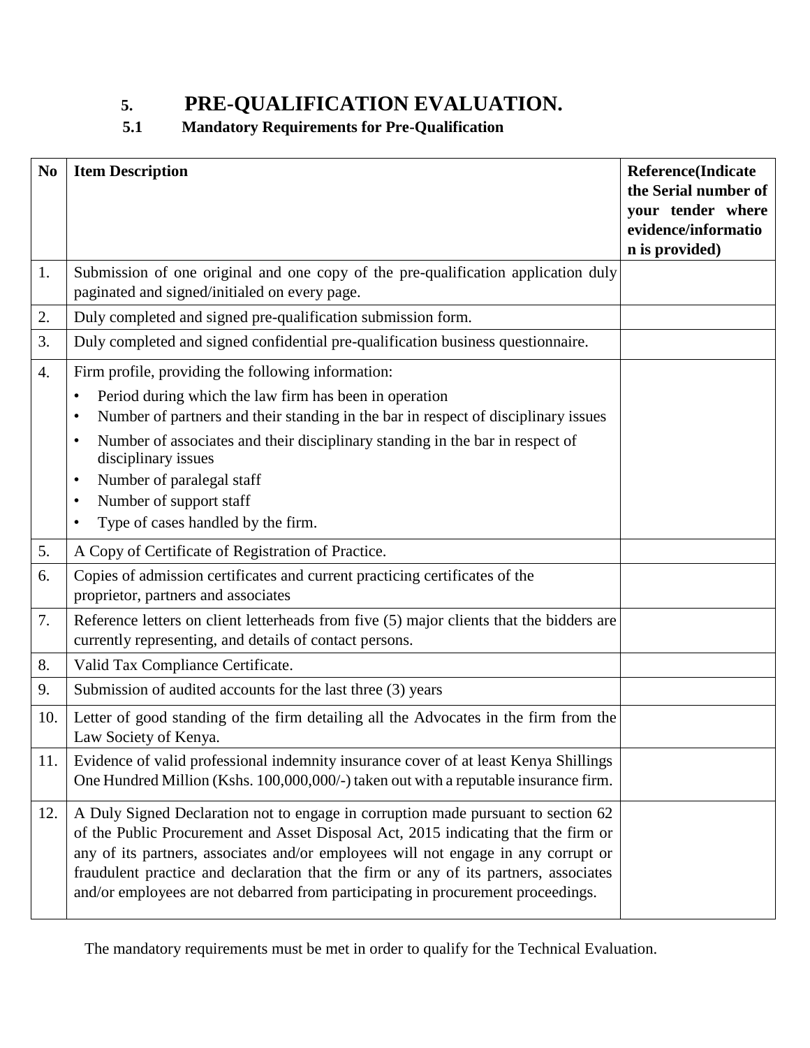# 5. PRE-QUALIFICATION EVALUATION.

## 5.1 Mandatory Requirements for Pre-Qualification

| No | Item Description | Reference(Indicate the Serial number of your tender where evidence/information is provided) |
|---|---|---|
| 1. | Submission of one original and one copy of the pre-qualification application duly paginated and signed/initialed on every page. | |
| 2. | Duly completed and signed pre-qualification submission form. | |
| 3. | Duly completed and signed confidential pre-qualification business questionnaire. | |
| 4. | Firm profile, providing the following information:<br>• Period during which the law firm has been in operation<br>• Number of partners and their standing in the bar in respect of disciplinary issues<br>• Number of associates and their disciplinary standing in the bar in respect of disciplinary issues<br>• Number of paralegal staff<br>• Number of support staff<br>• Type of cases handled by the firm. | |
| 5. | A Copy of Certificate of Registration of Practice. | |
| 6. | Copies of admission certificates and current practicing certificates of the proprietor, partners and associates | |
| 7. | Reference letters on client letterheads from five (5) major clients that the bidders are currently representing, and details of contact persons. | |
| 8. | Valid Tax Compliance Certificate. | |
| 9. | Submission of audited accounts for the last three (3) years | |
| 10. | Letter of good standing of the firm detailing all the Advocates in the firm from the Law Society of Kenya. | |
| 11. | Evidence of valid professional indemnity insurance cover of at least Kenya Shillings One Hundred Million (Kshs. 100,000,000/-) taken out with a reputable insurance firm. | |
| 12. | A Duly Signed Declaration not to engage in corruption made pursuant to section 62 of the Public Procurement and Asset Disposal Act, 2015 indicating that the firm or any of its partners, associates and/or employees will not engage in any corrupt or fraudulent practice and declaration that the firm or any of its partners, associates and/or employees are not debarred from participating in procurement proceedings. | |

The mandatory requirements must be met in order to qualify for the Technical Evaluation.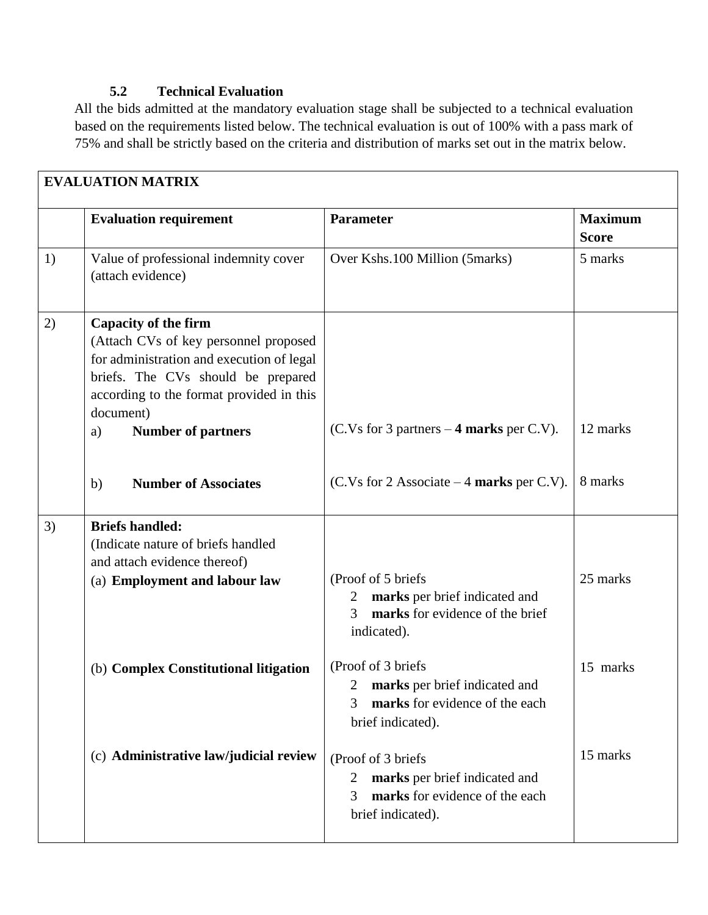### 5.2 Technical Evaluation

All the bids admitted at the mandatory evaluation stage shall be subjected to a technical evaluation based on the requirements listed below. The technical evaluation is out of 100% with a pass mark of 75% and shall be strictly based on the criteria and distribution of marks set out in the matrix below.

| **EVALUATION MATRIX** | | | |
|---|---|---|---|
| | **Evaluation requirement** | **Parameter** | **Maximum Score** |
| 1) | Value of professional indemnity cover (attach evidence) | Over Kshs.100 Million (5marks) | 5 marks |
| 2) | **Capacity of the firm** (Attach CVs of key personnel proposed for administration and execution of legal briefs. The CVs should be prepared according to the format provided in this document) | | |
| | a) **Number of partners** | (C.Vs for 3 partners – **4 marks** per C.V). | 12 marks |
| | b) **Number of Associates** | (C.Vs for 2 Associate – 4 **marks** per C.V). | 8 marks |
| 3) | **Briefs handled:** (Indicate nature of briefs handled and attach evidence thereof) | | |
| | (a) **Employment and labour law** | (Proof of 5 briefs 2 **marks** per brief indicated and 3 **marks** for evidence of the brief indicated). | 25 marks |
| | (b) **Complex Constitutional litigation** | (Proof of 3 briefs 2 **marks** per brief indicated and 3 **marks** for evidence of the each brief indicated). | 15 marks |
| | (c) **Administrative law/judicial review** | (Proof of 3 briefs 2 **marks** per brief indicated and 3 **marks** for evidence of the each brief indicated). | 15 marks |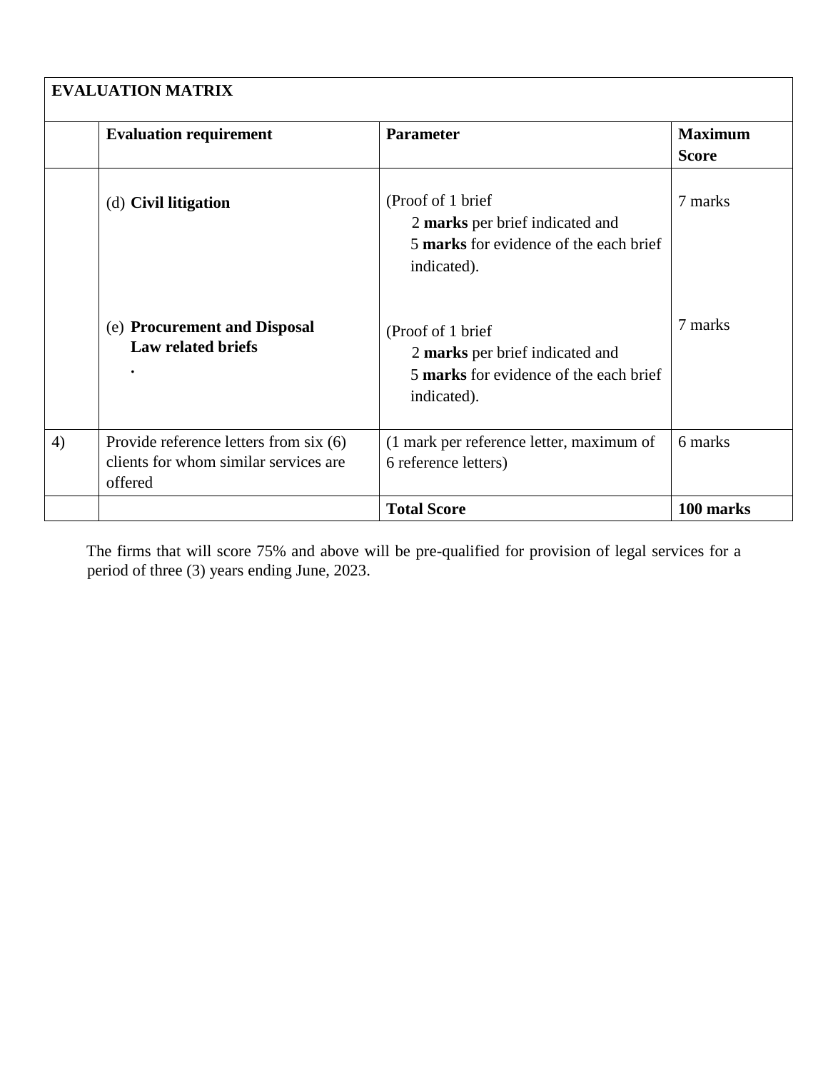| EVALUATION MATRIX | | | |
|---|---|---|---|
| | **Evaluation requirement** | **Parameter** | **Maximum Score** |
| | (d) **Civil litigation** | (Proof of 1 brief 2 **marks** per brief indicated and 5 **marks** for evidence of the each brief indicated). | 7 marks |
| | (e) **Procurement and Disposal Law related briefs** . | (Proof of 1 brief 2 **marks** per brief indicated and 5 **marks** for evidence of the each brief indicated). | 7 marks |
| 4) | Provide reference letters from six (6) clients for whom similar services are offered | (1 mark per reference letter, maximum of 6 reference letters) | 6 marks |
| | | **Total Score** | **100 marks** |

The firms that will score 75% and above will be pre-qualified for provision of legal services for a period of three (3) years ending June, 2023.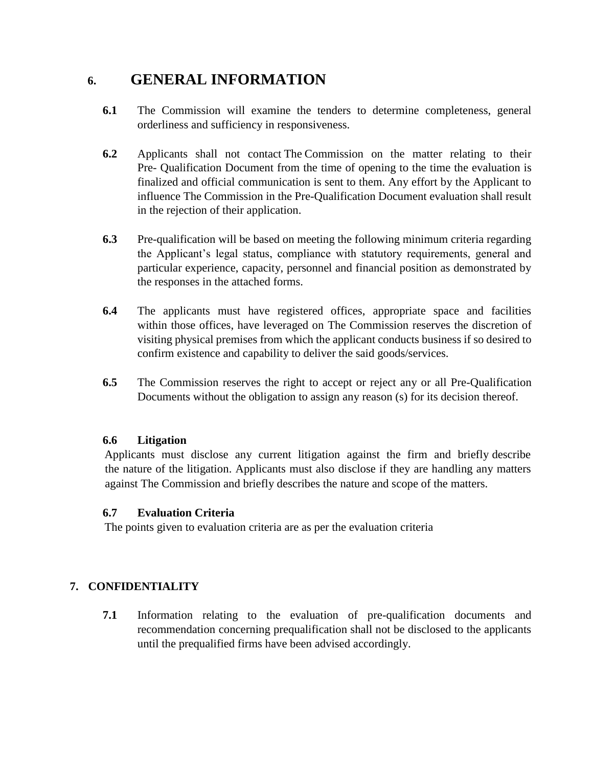## 6. GENERAL INFORMATION

**6.1** The Commission will examine the tenders to determine completeness, general orderliness and sufficiency in responsiveness.

**6.2** Applicants shall not contact The Commission on the matter relating to their Pre- Qualification Document from the time of opening to the time the evaluation is finalized and official communication is sent to them. Any effort by the Applicant to influence The Commission in the Pre-Qualification Document evaluation shall result in the rejection of their application.

**6.3** Pre-qualification will be based on meeting the following minimum criteria regarding the Applicant's legal status, compliance with statutory requirements, general and particular experience, capacity, personnel and financial position as demonstrated by the responses in the attached forms.

**6.4** The applicants must have registered offices, appropriate space and facilities within those offices, have leveraged on The Commission reserves the discretion of visiting physical premises from which the applicant conducts business if so desired to confirm existence and capability to deliver the said goods/services.

**6.5** The Commission reserves the right to accept or reject any or all Pre-Qualification Documents without the obligation to assign any reason (s) for its decision thereof.

### 6.6 Litigation

Applicants must disclose any current litigation against the firm and briefly describe the nature of the litigation. Applicants must also disclose if they are handling any matters against The Commission and briefly describes the nature and scope of the matters.

### 6.7 Evaluation Criteria

The points given to evaluation criteria are as per the evaluation criteria

## 7. CONFIDENTIALITY

**7.1** Information relating to the evaluation of pre-qualification documents and recommendation concerning prequalification shall not be disclosed to the applicants until the prequalified firms have been advised accordingly.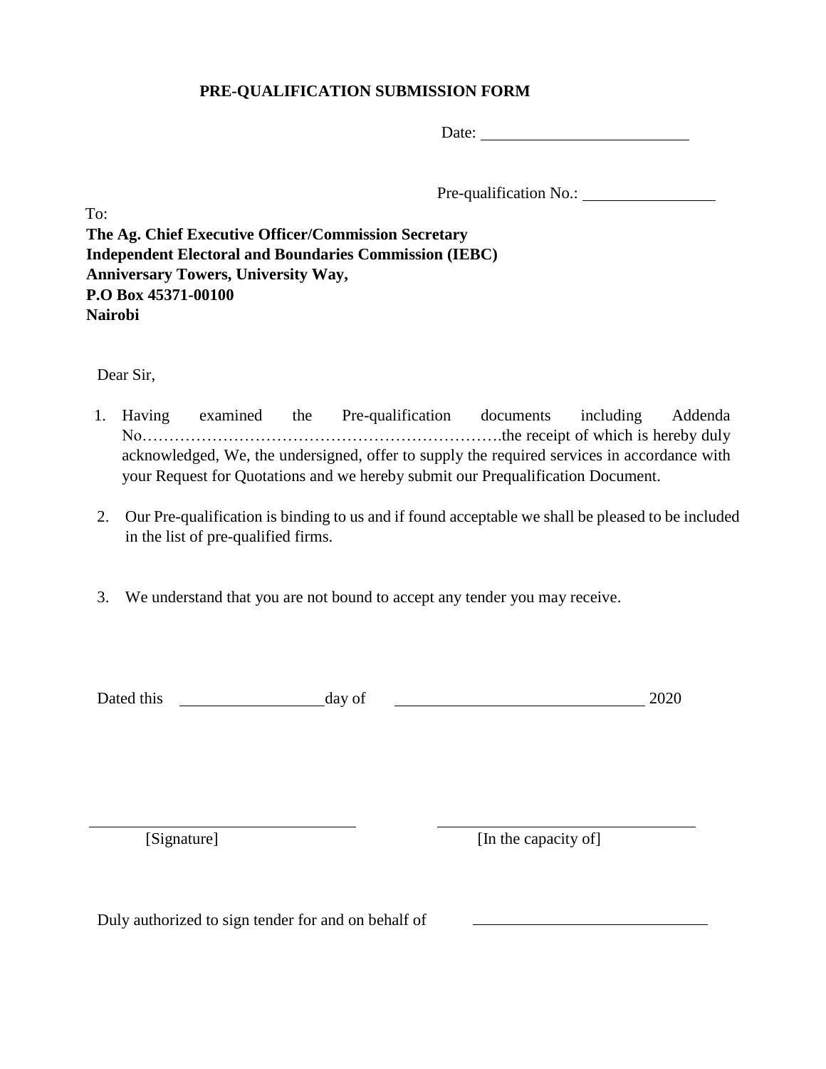## PRE-QUALIFICATION SUBMISSION FORM

Date: ____________________________

Pre-qualification No.: __________________

To:

**The Ag. Chief Executive Officer/Commission Secretary**
**Independent Electoral and Boundaries Commission (IEBC)**
**Anniversary Towers, University Way,**
**P.O Box 45371-00100**
**Nairobi**

Dear Sir,

1. Having examined the Pre-qualification documents including Addenda No…………………………………………………………….the receipt of which is hereby duly acknowledged, We, the undersigned, offer to supply the required services in accordance with your Request for Quotations and we hereby submit our Prequalification Document.

2. Our Pre-qualification is binding to us and if found acceptable we shall be pleased to be included in the list of pre-qualified firms.

3. We understand that you are not bound to accept any tender you may receive.

Dated this ____________________ day of __________________________________ 2020

_________________________________ _________________________________
[Signature] [In the capacity of]

Duly authorized to sign tender for and on behalf of _________________________________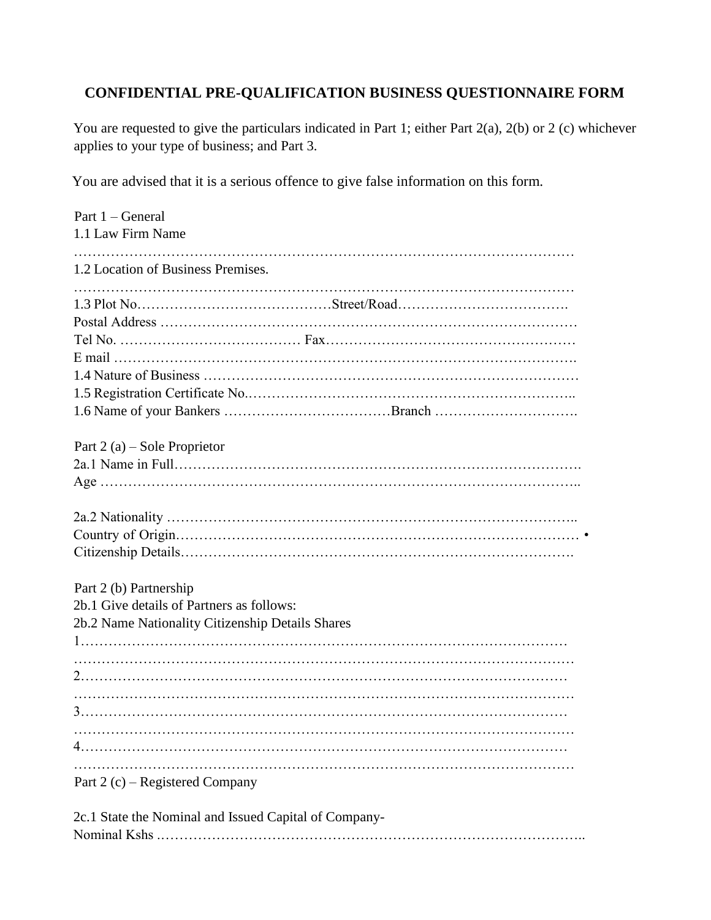## CONFIDENTIAL PRE-QUALIFICATION BUSINESS QUESTIONNAIRE FORM

You are requested to give the particulars indicated in Part 1; either Part 2(a), 2(b) or 2 (c) whichever applies to your type of business; and Part 3.

You are advised that it is a serious offence to give false information on this form.

Part 1 – General
1.1 Law Firm Name
…………………………………………………………………………………………………
1.2 Location of Business Premises.
…………………………………………………………………………………………………
1.3 Plot No……………………………………Street/Road……………………………….
Postal Address ………………………………………………………………………………
Tel No. ………………………………… Fax………………………………………………
E mail ……………………………………………………………………………………….
1.4 Nature of Business …………………………………………………………………………
1.5 Registration Certificate No.……………………………………………………………..
1.6 Name of your Bankers ………………………………Branch ………………………….

Part 2 (a) – Sole Proprietor
2a.1 Name in Full……………………………………………………………………….
Age ……………………………………………………………………………………..

2a.2 Nationality ……………………………………………………………………………..
Country of Origin………………………………………………………………………… •
Citizenship Details……………………………………………………………………….

Part 2 (b) Partnership
2b.1 Give details of Partners as follows:
2b.2 Name Nationality Citizenship Details Shares
1…………………………………………………………………………………………
…………………………………………………………………………………………………
2…………………………………………………………………………………………
…………………………………………………………………………………………………
3…………………………………………………………………………………………
…………………………………………………………………………………………………
4…………………………………………………………………………………………
…………………………………………………………………………………………………

Part 2 (c) – Registered Company

2c.1 State the Nominal and Issued Capital of Company-
Nominal Kshs .……………………………………………………………………………..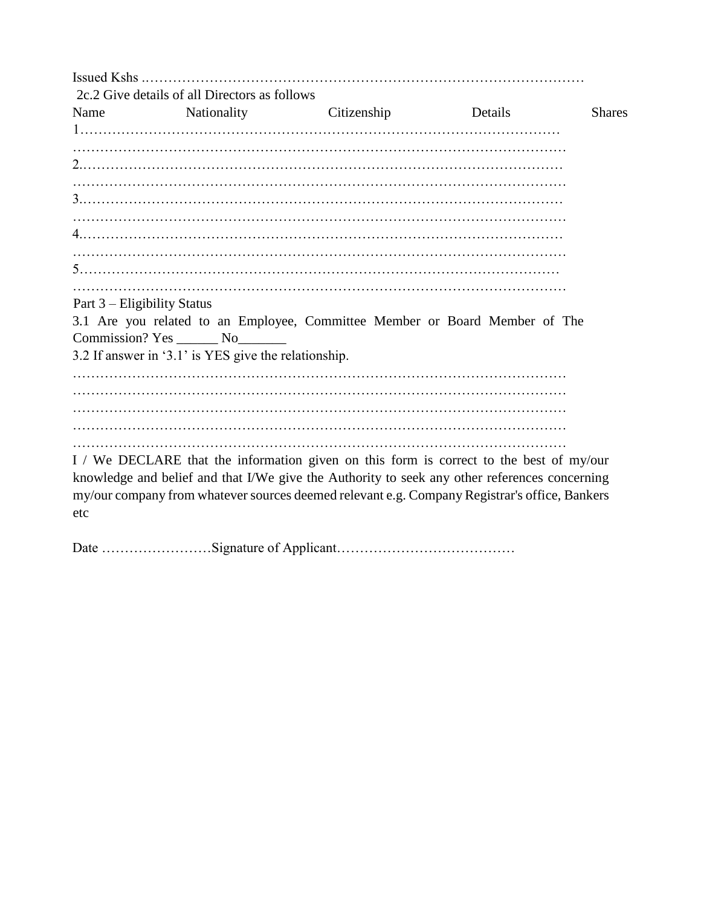Issued Kshs ..……………………………………………………………………………………

2c.2 Give details of all Directors as follows

| Name | Nationality | Citizenship | Details | Shares |
|---|---|---|---|---|

1……………………………………………………………………………………………

……………………………………………………………………………………………

2.……………………………………………………………………………………………

……………………………………………………………………………………………

3……………………………………………………………………………………………

……………………………………………………………………………………………

4.……………………………………………………………………………………………

……………………………………………………………………………………………

5……………………………………………………………………………………………

……………………………………………………………………………………………

Part 3 – Eligibility Status

3.1 Are you related to an Employee, Committee Member or Board Member of The Commission? Yes ______ No_______

3.2 If answer in '3.1' is YES give the relationship.

……………………………………………………………………………………………

……………………………………………………………………………………………

……………………………………………………………………………………………

……………………………………………………………………………………………

……………………………………………………………………………………………

I / We DECLARE that the information given on this form is correct to the best of my/our knowledge and belief and that I/We give the Authority to seek any other references concerning my/our company from whatever sources deemed relevant e.g. Company Registrar's office, Bankers etc

Date ……………………Signature of Applicant…………………………………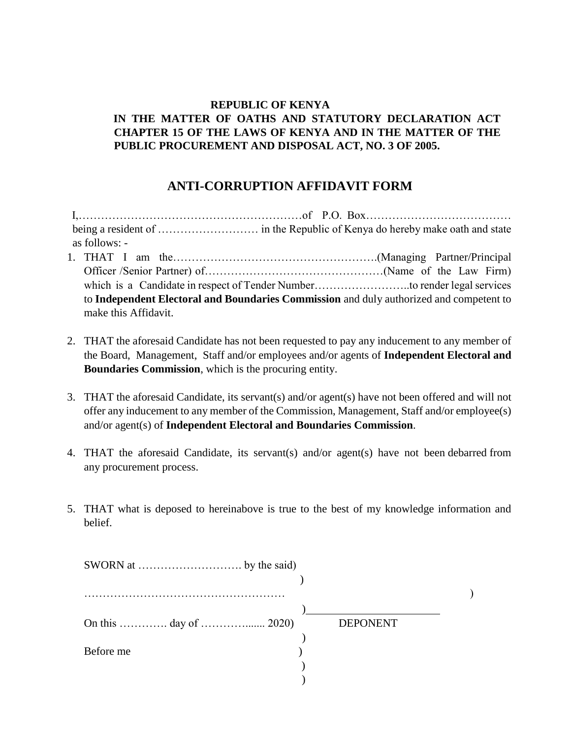**REPUBLIC OF KENYA**

**IN THE MATTER OF OATHS AND STATUTORY DECLARATION ACT CHAPTER 15 OF THE LAWS OF KENYA AND IN THE MATTER OF THE PUBLIC PROCUREMENT AND DISPOSAL ACT, NO. 3 OF 2005.**

## ANTI-CORRUPTION AFFIDAVIT FORM

I,……………………………………………………of P.O. Box………………………………… being a resident of ……………………… in the Republic of Kenya do hereby make oath and state as follows: -

1. THAT I am the……………………………………………….(Managing Partner/Principal Officer /Senior Partner) of…………………………………………(Name of the Law Firm) which is a Candidate in respect of Tender Number……………………..to render legal services to **Independent Electoral and Boundaries Commission** and duly authorized and competent to make this Affidavit.

2. THAT the aforesaid Candidate has not been requested to pay any inducement to any member of the Board, Management, Staff and/or employees and/or agents of **Independent Electoral and Boundaries Commission**, which is the procuring entity.

3. THAT the aforesaid Candidate, its servant(s) and/or agent(s) have not been offered and will not offer any inducement to any member of the Commission, Management, Staff and/or employee(s) and/or agent(s) of **Independent Electoral and Boundaries Commission**.

4. THAT the aforesaid Candidate, its servant(s) and/or agent(s) have not been debarred from any procurement process.

5. THAT what is deposed to hereinabove is true to the best of my knowledge information and belief.

SWORN at ………………………. by the said)
)
……………………………………………… )
) ______________________
On this …………. day of ……………...... 2020) DEPONENT
)
Before me )
)
)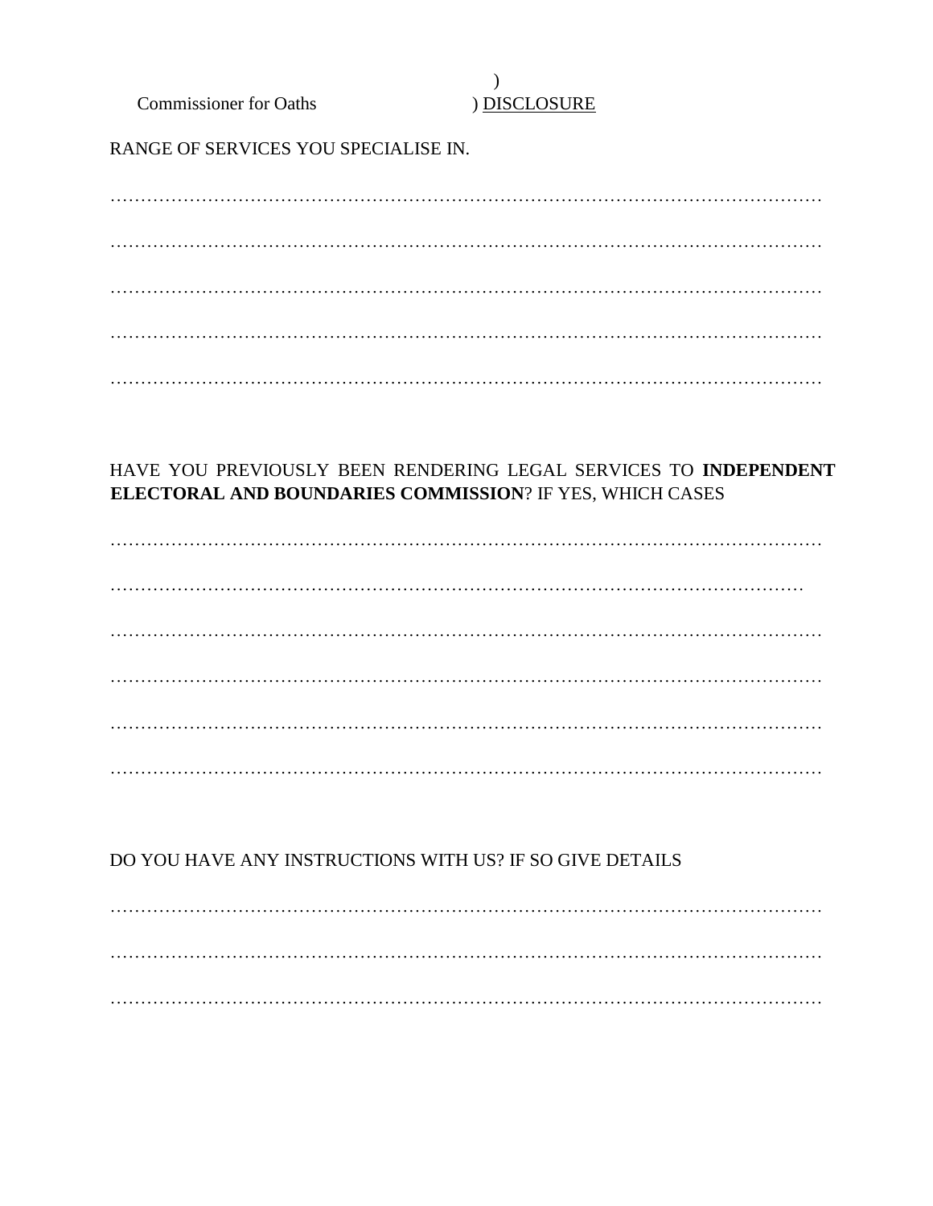)
Commissioner for Oaths ) <u>DISCLOSURE</u>

RANGE OF SERVICES YOU SPECIALISE IN.

……………………………………………………………………………………………………

……………………………………………………………………………………………………

……………………………………………………………………………………………………

……………………………………………………………………………………………………

……………………………………………………………………………………………………

HAVE YOU PREVIOUSLY BEEN RENDERING LEGAL SERVICES TO **INDEPENDENT ELECTORAL AND BOUNDARIES COMMISSION**? IF YES, WHICH CASES

……………………………………………………………………………………………………

…………………………………………………………………………………………………

……………………………………………………………………………………………………

……………………………………………………………………………………………………

……………………………………………………………………………………………………

……………………………………………………………………………………………………

DO YOU HAVE ANY INSTRUCTIONS WITH US? IF SO GIVE DETAILS

……………………………………………………………………………………………………

……………………………………………………………………………………………………

……………………………………………………………………………………………………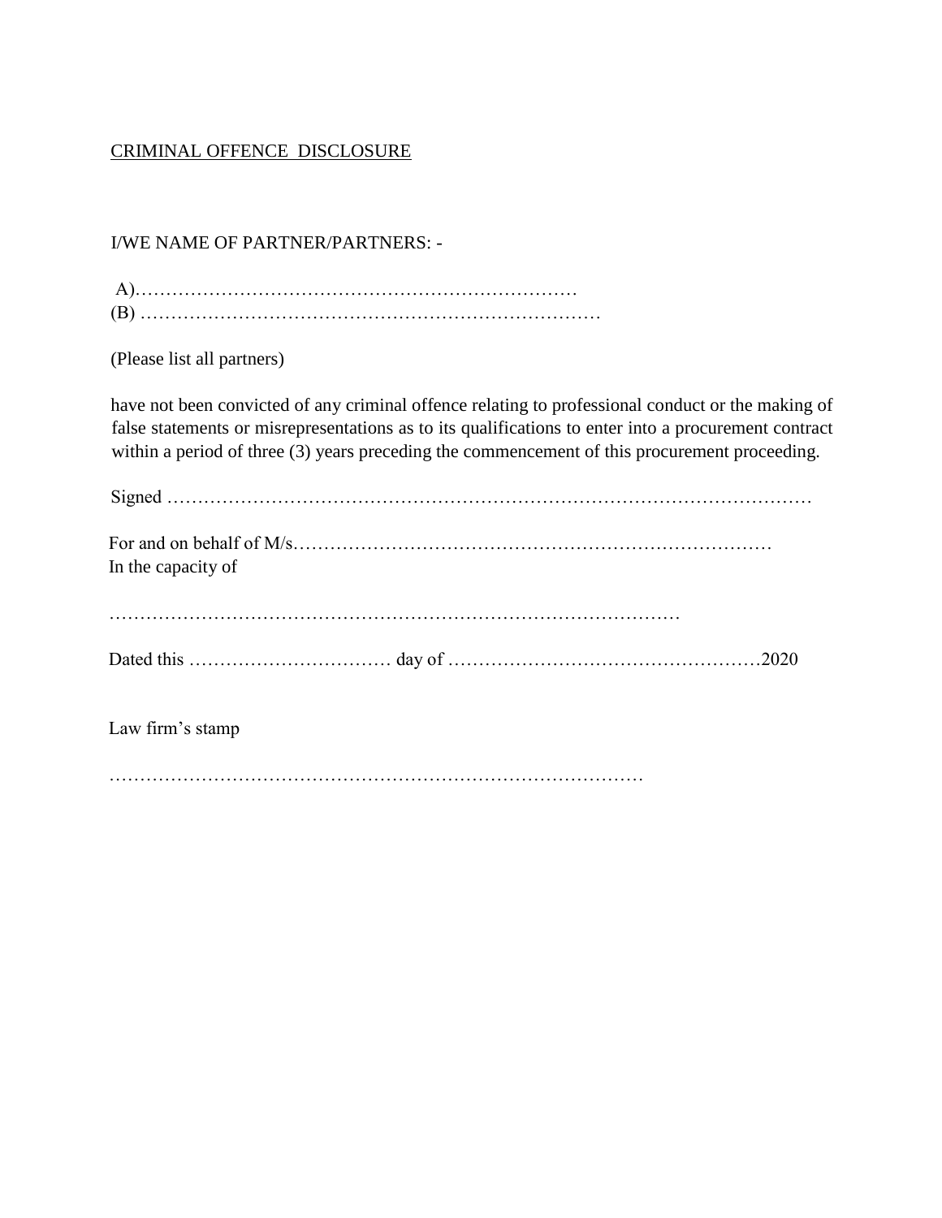CRIMINAL OFFENCE DISCLOSURE

I/WE NAME OF PARTNER/PARTNERS: -

A)………………………………………………………………
(B) …………………………………………………………………

(Please list all partners)

have not been convicted of any criminal offence relating to professional conduct or the making of false statements or misrepresentations as to its qualifications to enter into a procurement contract within a period of three (3) years preceding the commencement of this procurement proceeding.

Signed ……………………………………………………………………………………………

For and on behalf of M/s……………………………………………………………………
In the capacity of

…………………………………………………………………………………

Dated this …………………………… day of ……………………………………………2020

Law firm's stamp

……………………………………………………………………………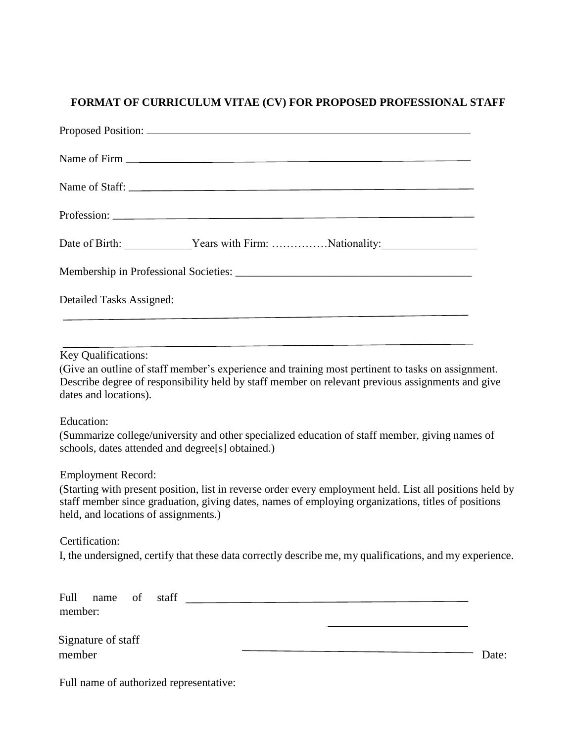**FORMAT OF CURRICULUM VITAE (CV) FOR PROPOSED PROFESSIONAL STAFF**

Proposed Position: ______________________________________________

Name of Firm ______________________________________________

Name of Staff: ______________________________________________

Profession: ______________________________________________

Date of Birth: ____________Years with Firm: ……………Nationality:________________

Membership in Professional Societies: ________________________________________

Detailed Tasks Assigned:

______________________________________________

______________________________________________

Key Qualifications:

(Give an outline of staff member's experience and training most pertinent to tasks on assignment. Describe degree of responsibility held by staff member on relevant previous assignments and give dates and locations).

Education:

(Summarize college/university and other specialized education of staff member, giving names of schools, dates attended and degree[s] obtained.)

Employment Record:

(Starting with present position, list in reverse order every employment held. List all positions held by staff member since graduation, giving dates, names of employing organizations, titles of positions held, and locations of assignments.)

Certification:

I, the undersigned, certify that these data correctly describe me, my qualifications, and my experience.

Full name of staff member: ______________________________________________

Signature of staff member ______________________________ Date: ____________________

Full name of authorized representative: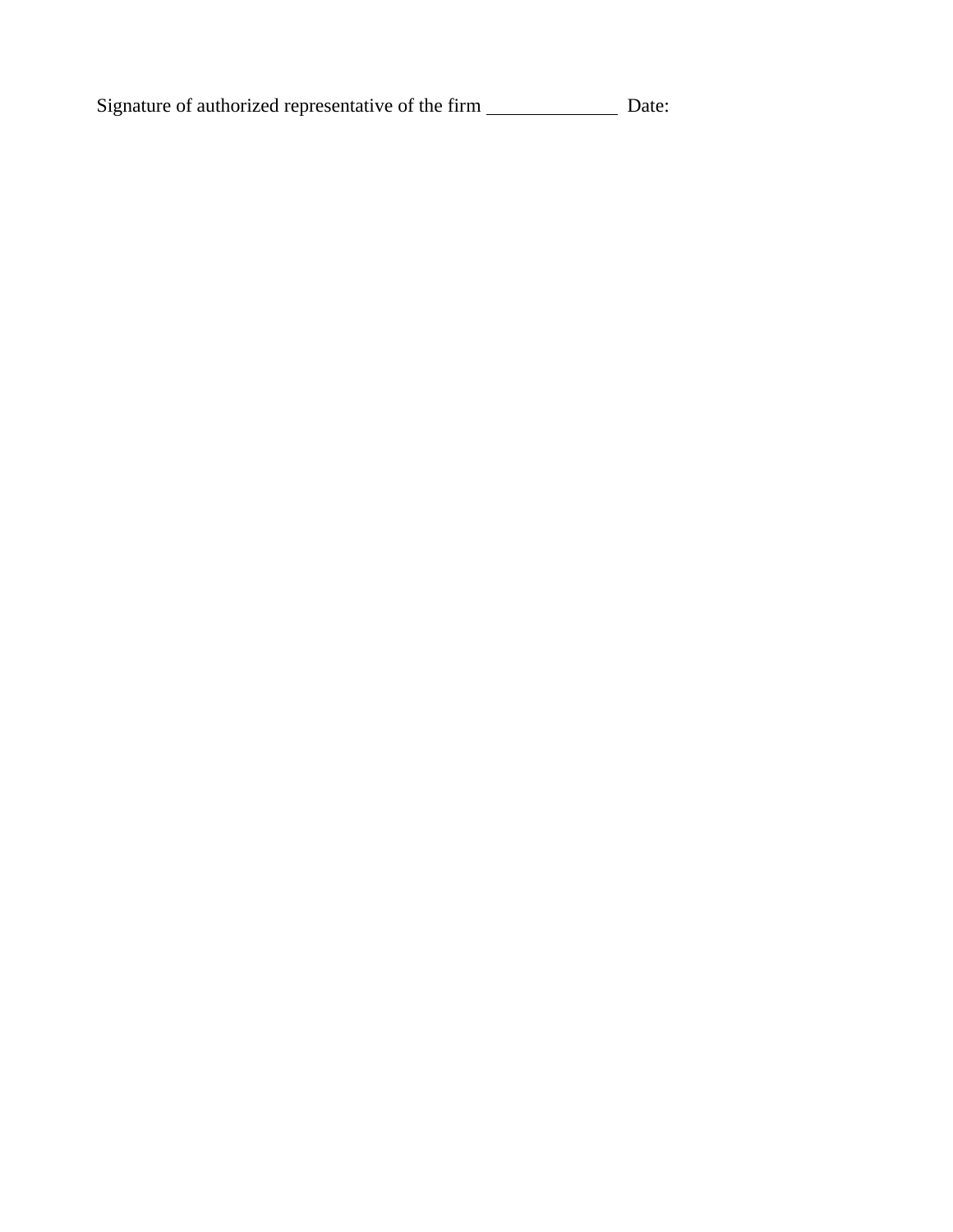Signature of authorized representative of the firm ______________ Date: